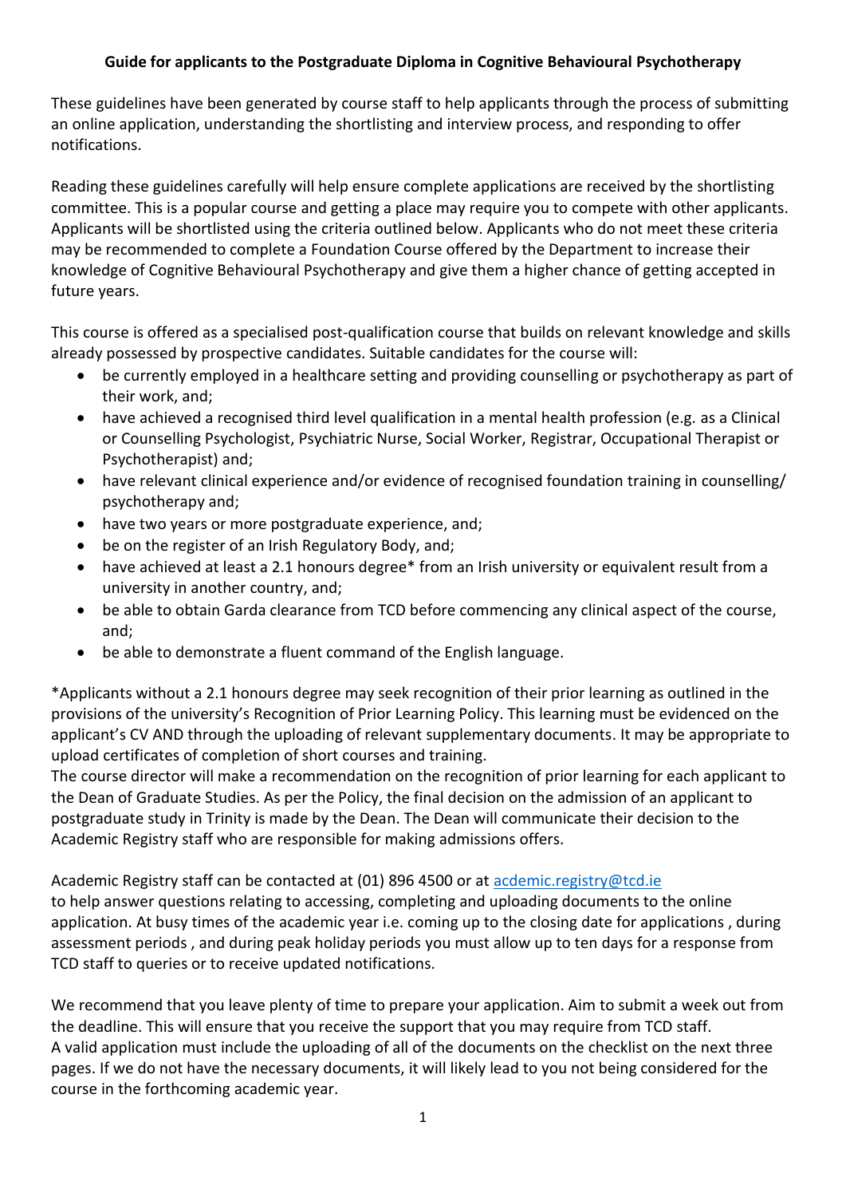**Guide for applicants to the Postgraduate Diploma in Cognitive Behavioural Psychotherapy**

These guidelines have been generated by course staff to help applicants through the process of submitting an online application, understanding the shortlisting and interview process, and responding to offer notifications.

Reading these guidelines carefully will help ensure complete applications are received by the shortlisting committee. This is a popular course and getting a place may require you to compete with other applicants. Applicants will be shortlisted using the criteria outlined below. Applicants who do not meet these criteria may be recommended to complete a Foundation Course offered by the Department to increase their knowledge of Cognitive Behavioural Psychotherapy and give them a higher chance of getting accepted in future years.

This course is offered as a specialised post-qualification course that builds on relevant knowledge and skills already possessed by prospective candidates. Suitable candidates for the course will:

- be currently employed in a healthcare setting and providing counselling or psychotherapy as part of their work, and;
- have achieved a recognised third level qualification in a mental health profession (e.g. as a Clinical or Counselling Psychologist, Psychiatric Nurse, Social Worker, Registrar, Occupational Therapist or Psychotherapist) and;
- have relevant clinical experience and/or evidence of recognised foundation training in counselling/ psychotherapy and;
- have two years or more postgraduate experience, and;
- be on the register of an Irish Regulatory Body, and;
- have achieved at least a 2.1 honours degree* from an Irish university or equivalent result from a university in another country, and;
- be able to obtain Garda clearance from TCD before commencing any clinical aspect of the course, and;
- be able to demonstrate a fluent command of the English language.

*Applicants without a 2.1 honours degree may seek recognition of their prior learning as outlined in the provisions of the university's Recognition of Prior Learning Policy. This learning must be evidenced on the applicant's CV AND through the uploading of relevant supplementary documents. It may be appropriate to upload certificates of completion of short courses and training.
The course director will make a recommendation on the recognition of prior learning for each applicant to the Dean of Graduate Studies. As per the Policy, the final decision on the admission of an applicant to postgraduate study in Trinity is made by the Dean. The Dean will communicate their decision to the Academic Registry staff who are responsible for making admissions offers.

Academic Registry staff can be contacted at (01) 896 4500 or at acdemic.registry@tcd.ie
to help answer questions relating to accessing, completing and uploading documents to the online application. At busy times of the academic year i.e. coming up to the closing date for applications , during assessment periods , and during peak holiday periods you must allow up to ten days for a response from TCD staff to queries or to receive updated notifications.

We recommend that you leave plenty of time to prepare your application. Aim to submit a week out from the deadline. This will ensure that you receive the support that you may require from TCD staff.
A valid application must include the uploading of all of the documents on the checklist on the next three pages. If we do not have the necessary documents, it will likely lead to you not being considered for the course in the forthcoming academic year.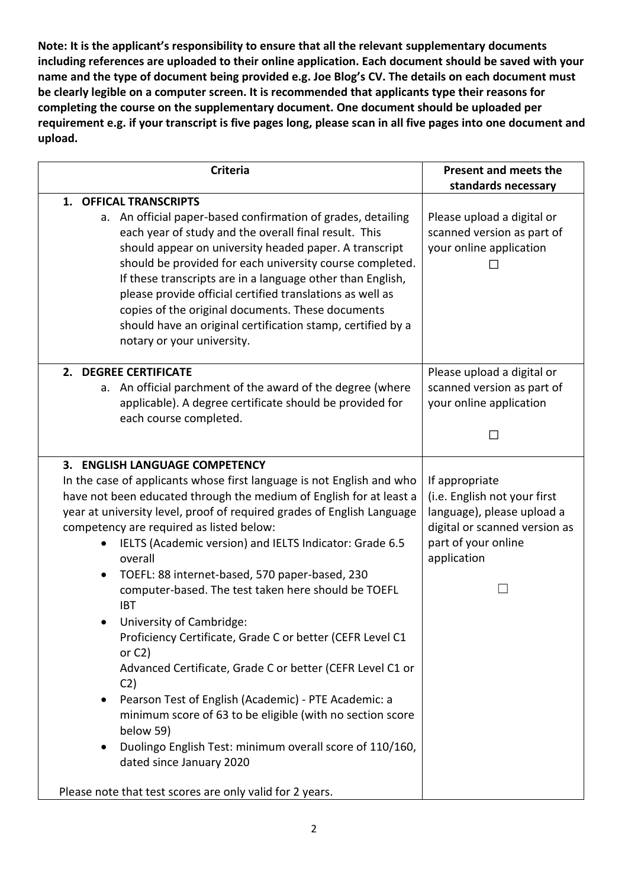**Note: It is the applicant's responsibility to ensure that all the relevant supplementary documents including references are uploaded to their online application. Each document should be saved with your name and the type of document being provided e.g. Joe Blog's CV. The details on each document must be clearly legible on a computer screen. It is recommended that applicants type their reasons for completing the course on the supplementary document. One document should be uploaded per requirement e.g. if your transcript is five pages long, please scan in all five pages into one document and upload.**

| Criteria | Present and meets the standards necessary |
| --- | --- |
| **1. OFFICAL TRANSCRIPTS**<br>a. An official paper-based confirmation of grades, detailing each year of study and the overall final result. This should appear on university headed paper. A transcript should be provided for each university course completed. If these transcripts are in a language other than English, please provide official certified translations as well as copies of the original documents. These documents should have an original certification stamp, certified by a notary or your university. | Please upload a digital or scanned version as part of your online application<br>☐ |
| **2. DEGREE CERTIFICATE**<br>a. An official parchment of the award of the degree (where applicable). A degree certificate should be provided for each course completed. | Please upload a digital or scanned version as part of your online application<br>☐ |
| **3. ENGLISH LANGUAGE COMPETENCY**<br>In the case of applicants whose first language is not English and who have not been educated through the medium of English for at least a year at university level, proof of required grades of English Language competency are required as listed below:<br>• IELTS (Academic version) and IELTS Indicator: Grade 6.5 overall<br>• TOEFL: 88 internet-based, 570 paper-based, 230 computer-based. The test taken here should be TOEFL IBT<br>• University of Cambridge:<br>Proficiency Certificate, Grade C or better (CEFR Level C1 or C2)<br>Advanced Certificate, Grade C or better (CEFR Level C1 or C2)<br>• Pearson Test of English (Academic) - PTE Academic: a minimum score of 63 to be eligible (with no section score below 59)<br>• Duolingo English Test: minimum overall score of 110/160, dated since January 2020<br><br>Please note that test scores are only valid for 2 years. | If appropriate (i.e. English not your first language), please upload a digital or scanned version as part of your online application<br>☐ |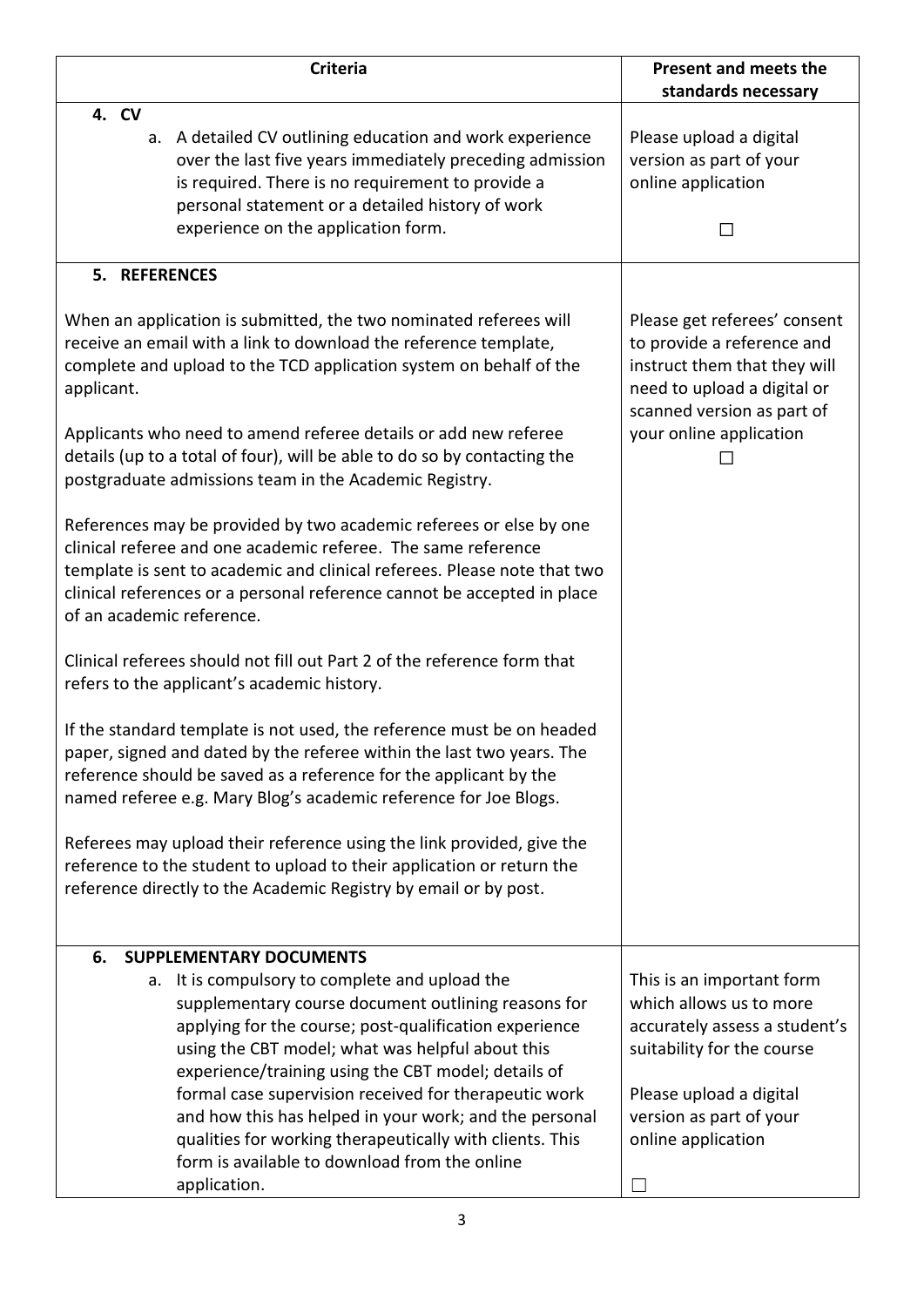| Criteria | Present and meets the standards necessary |
|---|---|
| **4. CV**<br>a. A detailed CV outlining education and work experience over the last five years immediately preceding admission is required. There is no requirement to provide a personal statement or a detailed history of work experience on the application form. | Please upload a digital version as part of your online application<br>☐ |
| **5. REFERENCES**<br><br>When an application is submitted, the two nominated referees will receive an email with a link to download the reference template, complete and upload to the TCD application system on behalf of the applicant.<br><br>Applicants who need to amend referee details or add new referee details (up to a total of four), will be able to do so by contacting the postgraduate admissions team in the Academic Registry.<br><br>References may be provided by two academic referees or else by one clinical referee and one academic referee. The same reference template is sent to academic and clinical referees. Please note that two clinical references or a personal reference cannot be accepted in place of an academic reference.<br><br>Clinical referees should not fill out Part 2 of the reference form that refers to the applicant's academic history.<br><br>If the standard template is not used, the reference must be on headed paper, signed and dated by the referee within the last two years. The reference should be saved as a reference for the applicant by the named referee e.g. Mary Blog's academic reference for Joe Blogs.<br><br>Referees may upload their reference using the link provided, give the reference to the student to upload to their application or return the reference directly to the Academic Registry by email or by post. | Please get referees' consent to provide a reference and instruct them that they will need to upload a digital or scanned version as part of your online application<br>☐ |
| **6. SUPPLEMENTARY DOCUMENTS**<br>a. It is compulsory to complete and upload the supplementary course document outlining reasons for applying for the course; post-qualification experience using the CBT model; what was helpful about this experience/training using the CBT model; details of formal case supervision received for therapeutic work and how this has helped in your work; and the personal qualities for working therapeutically with clients. This form is available to download from the online application. | This is an important form which allows us to more accurately assess a student's suitability for the course<br><br>Please upload a digital version as part of your online application<br><br>☐ |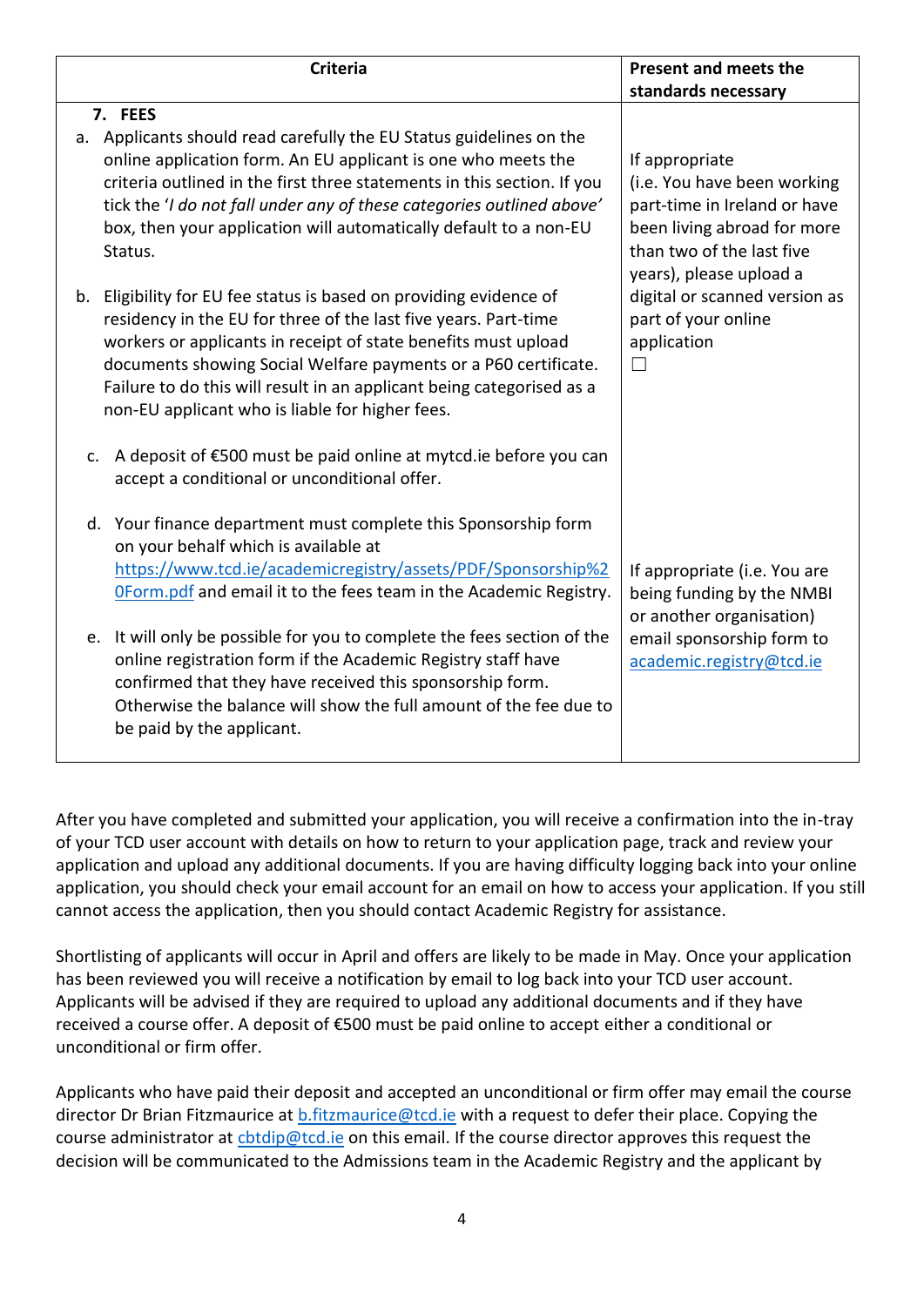| Criteria | Present and meets the standards necessary |
| --- | --- |
| **7. FEES**<br>a. Applicants should read carefully the EU Status guidelines on the online application form. An EU applicant is one who meets the criteria outlined in the first three statements in this section. If you tick the '*I do not fall under any of these categories outlined above*' box, then your application will automatically default to a non-EU Status.<br><br>b. Eligibility for EU fee status is based on providing evidence of residency in the EU for three of the last five years. Part-time workers or applicants in receipt of state benefits must upload documents showing Social Welfare payments or a P60 certificate. Failure to do this will result in an applicant being categorised as a non-EU applicant who is liable for higher fees.<br><br>c. A deposit of €500 must be paid online at mytcd.ie before you can accept a conditional or unconditional offer. | If appropriate (i.e. You have been working part-time in Ireland or have been living abroad for more than two of the last five years), please upload a digital or scanned version as part of your online application ☐ |
| d. Your finance department must complete this Sponsorship form on your behalf which is available at [https://www.tcd.ie/academicregistry/assets/PDF/Sponsorship%20Form.pdf](https://www.tcd.ie/academicregistry/assets/PDF/Sponsorship%20Form.pdf) and email it to the fees team in the Academic Registry.<br><br>e. It will only be possible for you to complete the fees section of the online registration form if the Academic Registry staff have confirmed that they have received this sponsorship form. Otherwise the balance will show the full amount of the fee due to be paid by the applicant. | If appropriate (i.e. You are being funding by the NMBI or another organisation) email sponsorship form to [academic.registry@tcd.ie](mailto:academic.registry@tcd.ie) |

After you have completed and submitted your application, you will receive a confirmation into the in-tray of your TCD user account with details on how to return to your application page, track and review your application and upload any additional documents. If you are having difficulty logging back into your online application, you should check your email account for an email on how to access your application. If you still cannot access the application, then you should contact Academic Registry for assistance.

Shortlisting of applicants will occur in April and offers are likely to be made in May. Once your application has been reviewed you will receive a notification by email to log back into your TCD user account. Applicants will be advised if they are required to upload any additional documents and if they have received a course offer. A deposit of €500 must be paid online to accept either a conditional or unconditional or firm offer.

Applicants who have paid their deposit and accepted an unconditional or firm offer may email the course director Dr Brian Fitzmaurice at [b.fitzmaurice@tcd.ie](mailto:b.fitzmaurice@tcd.ie) with a request to defer their place. Copying the course administrator at [cbtdip@tcd.ie](mailto:cbtdip@tcd.ie) on this email. If the course director approves this request the decision will be communicated to the Admissions team in the Academic Registry and the applicant by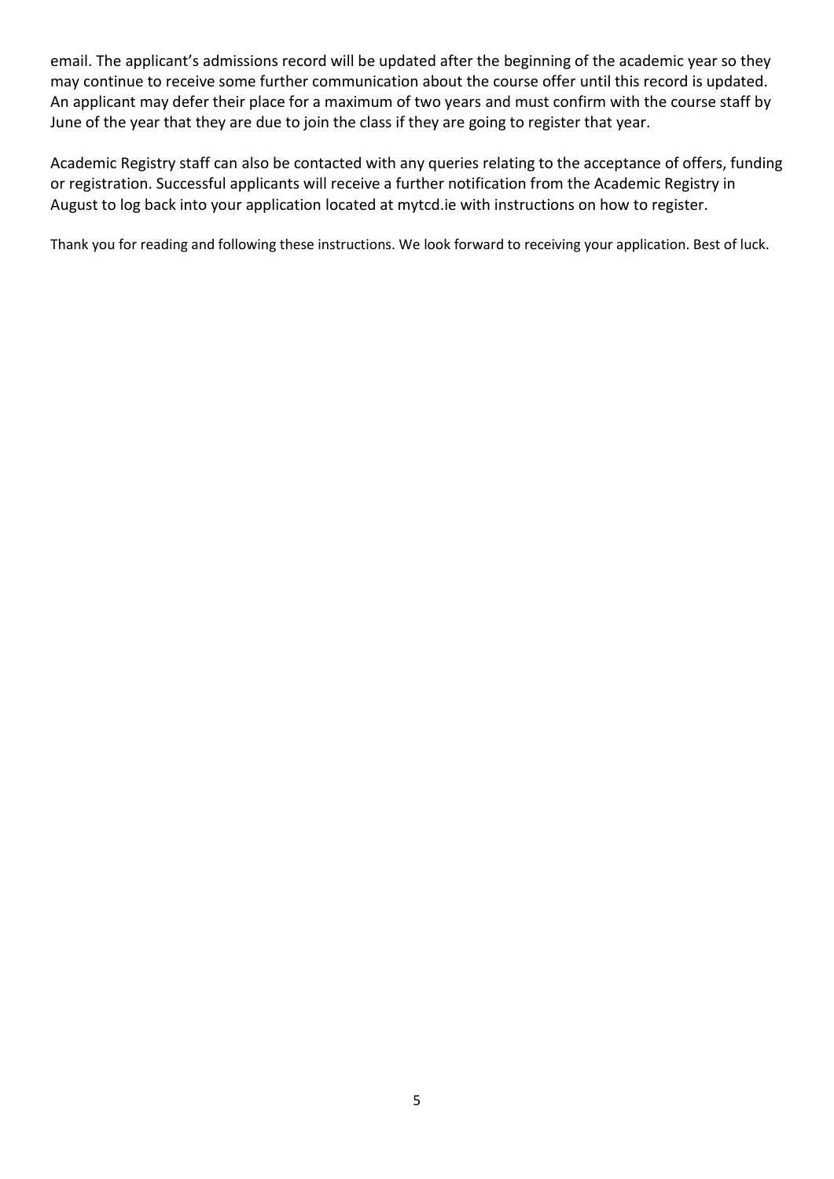email. The applicant's admissions record will be updated after the beginning of the academic year so they may continue to receive some further communication about the course offer until this record is updated. An applicant may defer their place for a maximum of two years and must confirm with the course staff by June of the year that they are due to join the class if they are going to register that year.

Academic Registry staff can also be contacted with any queries relating to the acceptance of offers, funding or registration. Successful applicants will receive a further notification from the Academic Registry in August to log back into your application located at mytcd.ie with instructions on how to register.

Thank you for reading and following these instructions. We look forward to receiving your application. Best of luck.